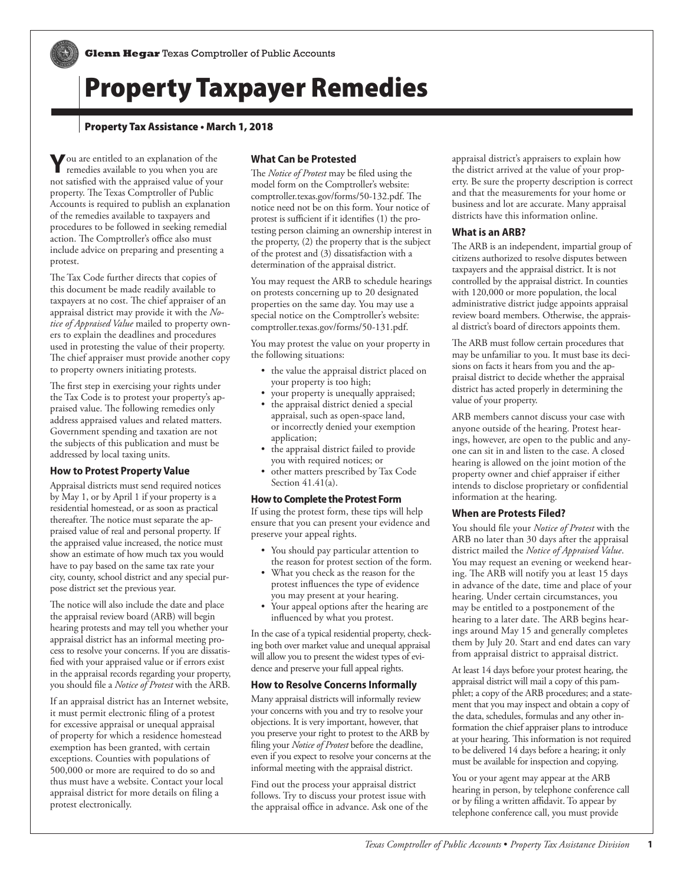**Glenn Hegar** Texas Comptroller of Public Accounts

# Property Taxpayer Remedies

**Property Tax Assistance • March 1, 2018**

You are entitled to an explanation of the remedies available to you when you are not satisfied with the appraised value of your property. The Texas Comptroller of Public Accounts is required to publish an explanation of the remedies available to taxpayers and procedures to be followed in seeking remedial action. The Comptroller's office also must include advice on preparing and presenting a protest.

The Tax Code further directs that copies of this document be made readily available to taxpayers at no cost. The chief appraiser of an appraisal district may provide it with the *Notice of Appraised Value* mailed to property owners to explain the deadlines and procedures used in protesting the value of their property. The chief appraiser must provide another copy to property owners initiating protests.

The first step in exercising your rights under the Tax Code is to protest your property's appraised value. The following remedies only address appraised values and related matters. Government spending and taxation are not the subjects of this publication and must be addressed by local taxing units.

### How to Protest Property Value

Appraisal districts must send required notices by May 1, or by April 1 if your property is a residential homestead, or as soon as practical thereafter. The notice must separate the appraised value of real and personal property. If the appraised value increased, the notice must show an estimate of how much tax you would have to pay based on the same tax rate your city, county, school district and any special purpose district set the previous year.

The notice will also include the date and place the appraisal review board (ARB) will begin hearing protests and may tell you whether your appraisal district has an informal meeting process to resolve your concerns. If you are dissatisfied with your appraised value or if errors exist in the appraisal records regarding your property, you should file a *Notice of Protest* with the ARB.

If an appraisal district has an Internet website, it must permit electronic filing of a protest for excessive appraisal or unequal appraisal of property for which a residence homestead exemption has been granted, with certain exceptions. Counties with populations of 500,000 or more are required to do so and thus must have a website. Contact your local appraisal district for more details on filing a protest electronically.

### What Can be Protested

The *Notice of Protest* may be filed using the model form on the Comptroller's website: comptroller.texas.gov/forms/50-132.pdf. The notice need not be on this form. Your notice of protest is sufficient if it identifies (1) the protesting person claiming an ownership interest in the property, (2) the property that is the subject of the protest and (3) dissatisfaction with a determination of the appraisal district.

You may request the ARB to schedule hearings on protests concerning up to 20 designated properties on the same day. You may use a special notice on the Comptroller's website: comptroller.texas.gov/forms/50-131.pdf.

You may protest the value on your property in the following situations:

- the value the appraisal district placed on your property is too high;
- your property is unequally appraised;
- the appraisal district denied a special appraisal, such as open-space land, or incorrectly denied your exemption application;
- the appraisal district failed to provide you with required notices; or
- other matters prescribed by Tax Code Section 41.41(a).

### How to Complete the Protest Form

If using the protest form, these tips will help ensure that you can present your evidence and preserve your appeal rights.

- You should pay particular attention to the reason for protest section of the form.
- What you check as the reason for the protest influences the type of evidence you may present at your hearing.
- Your appeal options after the hearing are influenced by what you protest.

In the case of a typical residential property, checking both over market value and unequal appraisal will allow you to present the widest types of evidence and preserve your full appeal rights.

### How to Resolve Concerns Informally

Many appraisal districts will informally review your concerns with you and try to resolve your objections. It is very important, however, that you preserve your right to protest to the ARB by filing your *Notice of Protest* before the deadline, even if you expect to resolve your concerns at the informal meeting with the appraisal district.

Find out the process your appraisal district follows. Try to discuss your protest issue with the appraisal office in advance. Ask one of the appraisal district's appraisers to explain how the district arrived at the value of your property. Be sure the property description is correct and that the measurements for your home or business and lot are accurate. Many appraisal districts have this information online.

### What is an ARB?

The ARB is an independent, impartial group of citizens authorized to resolve disputes between taxpayers and the appraisal district. It is not controlled by the appraisal district. In counties with 120,000 or more population, the local administrative district judge appoints appraisal review board members. Otherwise, the appraisal district's board of directors appoints them.

The ARB must follow certain procedures that may be unfamiliar to you. It must base its decisions on facts it hears from you and the appraisal district to decide whether the appraisal district has acted properly in determining the value of your property.

ARB members cannot discuss your case with anyone outside of the hearing. Protest hearings, however, are open to the public and anyone can sit in and listen to the case. A closed hearing is allowed on the joint motion of the property owner and chief appraiser if either intends to disclose proprietary or confidential information at the hearing.

### When are Protests Filed?

You should file your *Notice of Protest* with the ARB no later than 30 days after the appraisal district mailed the *Notice of Appraised Value*. You may request an evening or weekend hearing. The ARB will notify you at least 15 days in advance of the date, time and place of your hearing. Under certain circumstances, you may be entitled to a postponement of the hearing to a later date. The ARB begins hearings around May 15 and generally completes them by July 20. Start and end dates can vary from appraisal district to appraisal district.

At least 14 days before your protest hearing, the appraisal district will mail a copy of this pamphlet; a copy of the ARB procedures; and a statement that you may inspect and obtain a copy of the data, schedules, formulas and any other information the chief appraiser plans to introduce at your hearing. This information is not required to be delivered 14 days before a hearing; it only must be available for inspection and copying.

You or your agent may appear at the ARB hearing in person, by telephone conference call or by filing a written affidavit. To appear by telephone conference call, you must provide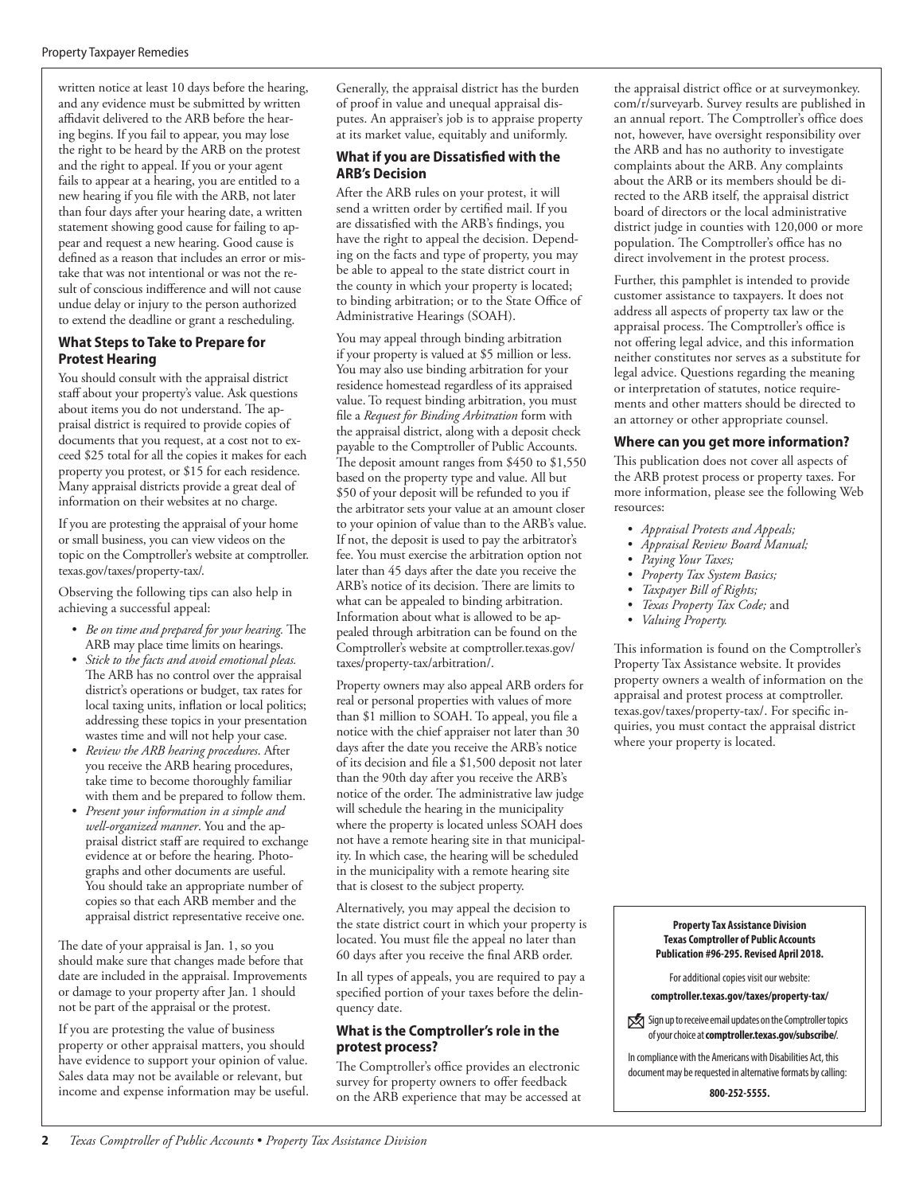written notice at least 10 days before the hearing, and any evidence must be submitted by written affidavit delivered to the ARB before the hearing begins. If you fail to appear, you may lose the right to be heard by the ARB on the protest and the right to appeal. If you or your agent fails to appear at a hearing, you are entitled to a new hearing if you file with the ARB, not later than four days after your hearing date, a written statement showing good cause for failing to appear and request a new hearing. Good cause is defined as a reason that includes an error or mistake that was not intentional or was not the result of conscious indifference and will not cause undue delay or injury to the person authorized to extend the deadline or grant a rescheduling.

### What Steps to Take to Prepare for Protest Hearing

You should consult with the appraisal district staff about your property's value. Ask questions about items you do not understand. The appraisal district is required to provide copies of documents that you request, at a cost not to exceed $25 total for all the copies it makes for each property you protest, or $15 for each residence. Many appraisal districts provide a great deal of information on their websites at no charge.

If you are protesting the appraisal of your home or small business, you can view videos on the topic on the Comptroller's website at comptroller.texas.gov/taxes/property-tax/.

Observing the following tips can also help in achieving a successful appeal:

- *Be on time and prepared for your hearing.* The ARB may place time limits on hearings.
- *Stick to the facts and avoid emotional pleas.* The ARB has no control over the appraisal district's operations or budget, tax rates for local taxing units, inflation or local politics; addressing these topics in your presentation wastes time and will not help your case.
- *Review the ARB hearing procedures*. After you receive the ARB hearing procedures, take time to become thoroughly familiar with them and be prepared to follow them.
- *Present your information in a simple and well-organized manner*. You and the appraisal district staff are required to exchange evidence at or before the hearing. Photographs and other documents are useful. You should take an appropriate number of copies so that each ARB member and the appraisal district representative receive one.

The date of your appraisal is Jan. 1, so you should make sure that changes made before that date are included in the appraisal. Improvements or damage to your property after Jan. 1 should not be part of the appraisal or the protest.

If you are protesting the value of business property or other appraisal matters, you should have evidence to support your opinion of value. Sales data may not be available or relevant, but income and expense information may be useful. Generally, the appraisal district has the burden of proof in value and unequal appraisal disputes. An appraiser's job is to appraise property at its market value, equitably and uniformly.

### What if you are Dissatisfied with the ARB's Decision

After the ARB rules on your protest, it will send a written order by certified mail. If you are dissatisfied with the ARB's findings, you have the right to appeal the decision. Depending on the facts and type of property, you may be able to appeal to the state district court in the county in which your property is located; to binding arbitration; or to the State Office of Administrative Hearings (SOAH).

You may appeal through binding arbitration if your property is valued at $5 million or less. You may also use binding arbitration for your residence homestead regardless of its appraised value. To request binding arbitration, you must file a *Request for Binding Arbitration* form with the appraisal district, along with a deposit check payable to the Comptroller of Public Accounts. The deposit amount ranges from $450 to $1,550 based on the property type and value. All but $50 of your deposit will be refunded to you if the arbitrator sets your value at an amount closer to your opinion of value than to the ARB's value. If not, the deposit is used to pay the arbitrator's fee. You must exercise the arbitration option not later than 45 days after the date you receive the ARB's notice of its decision. There are limits to what can be appealed to binding arbitration. Information about what is allowed to be appealed through arbitration can be found on the Comptroller's website at comptroller.texas.gov/taxes/property-tax/arbitration/.

Property owners may also appeal ARB orders for real or personal properties with values of more than $1 million to SOAH. To appeal, you file a notice with the chief appraiser not later than 30 days after the date you receive the ARB's notice of its decision and file a $1,500 deposit not later than the 90th day after you receive the ARB's notice of the order. The administrative law judge will schedule the hearing in the municipality where the property is located unless SOAH does not have a remote hearing site in that municipality. In which case, the hearing will be scheduled in the municipality with a remote hearing site that is closest to the subject property.

Alternatively, you may appeal the decision to the state district court in which your property is located. You must file the appeal no later than 60 days after you receive the final ARB order.

In all types of appeals, you are required to pay a specified portion of your taxes before the delinquency date.

### What is the Comptroller's role in the protest process?

The Comptroller's office provides an electronic survey for property owners to offer feedback on the ARB experience that may be accessed at the appraisal district office or at surveymonkey.com/r/surveyarb. Survey results are published in an annual report. The Comptroller's office does not, however, have oversight responsibility over the ARB and has no authority to investigate complaints about the ARB. Any complaints about the ARB or its members should be directed to the ARB itself, the appraisal district board of directors or the local administrative district judge in counties with 120,000 or more population. The Comptroller's office has no direct involvement in the protest process.

Further, this pamphlet is intended to provide customer assistance to taxpayers. It does not address all aspects of property tax law or the appraisal process. The Comptroller's office is not offering legal advice, and this information neither constitutes nor serves as a substitute for legal advice. Questions regarding the meaning or interpretation of statutes, notice requirements and other matters should be directed to an attorney or other appropriate counsel.

### Where can you get more information?

This publication does not cover all aspects of the ARB protest process or property taxes. For more information, please see the following Web resources:

- *Appraisal Protests and Appeals;*
- *Appraisal Review Board Manual;*
- *Paying Your Taxes;*
- *Property Tax System Basics;*
- *Taxpayer Bill of Rights;*
- *Texas Property Tax Code;* and
- *Valuing Property.*

This information is found on the Comptroller's Property Tax Assistance website. It provides property owners a wealth of information on the appraisal and protest process at comptroller.texas.gov/taxes/property-tax/. For specific inquiries, you must contact the appraisal district where your property is located.

**Property Tax Assistance Division**
**Texas Comptroller of Public Accounts**
**Publication #96-295. Revised April 2018.**

For additional copies visit our website:

**comptroller.texas.gov/taxes/property-tax/**

Sign up to receive email updates on the Comptroller topics of your choice at **comptroller.texas.gov/subscribe/**.

In compliance with the Americans with Disabilities Act, this document may be requested in alternative formats by calling:

**800-252-5555.**